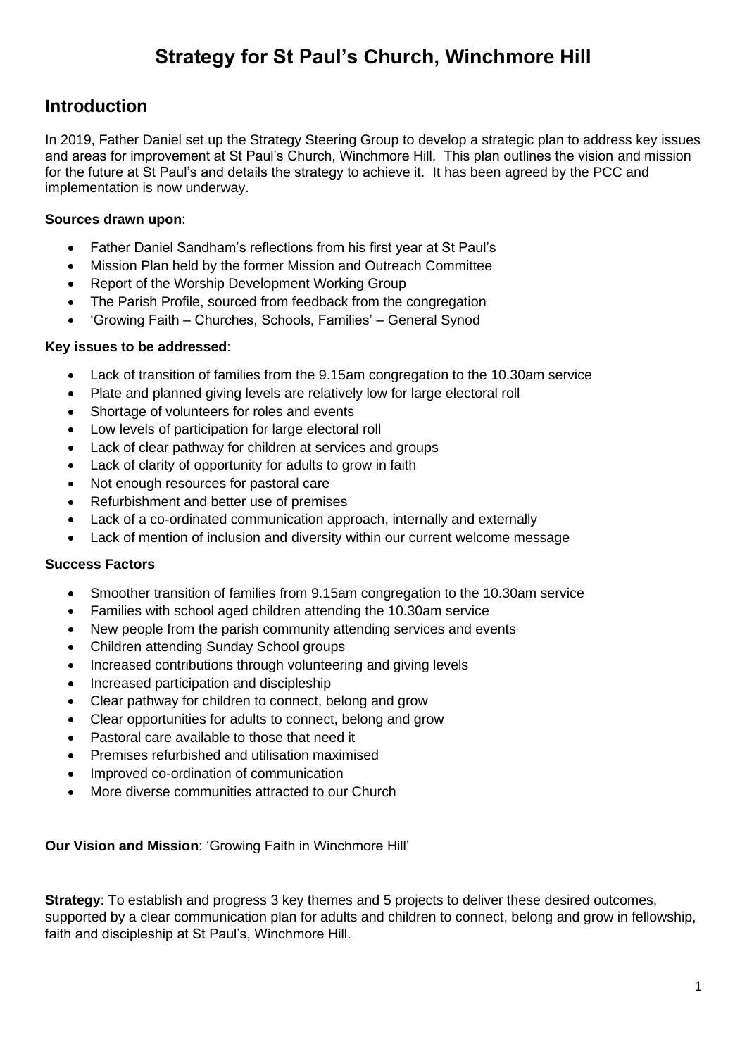# Strategy for St Paul's Church, Winchmore Hill

## Introduction

In 2019, Father Daniel set up the Strategy Steering Group to develop a strategic plan to address key issues and areas for improvement at St Paul's Church, Winchmore Hill. This plan outlines the vision and mission for the future at St Paul's and details the strategy to achieve it. It has been agreed by the PCC and implementation is now underway.

**Sources drawn upon**:

- Father Daniel Sandham's reflections from his first year at St Paul's
- Mission Plan held by the former Mission and Outreach Committee
- Report of the Worship Development Working Group
- The Parish Profile, sourced from feedback from the congregation
- 'Growing Faith – Churches, Schools, Families' – General Synod

**Key issues to be addressed**:

- Lack of transition of families from the 9.15am congregation to the 10.30am service
- Plate and planned giving levels are relatively low for large electoral roll
- Shortage of volunteers for roles and events
- Low levels of participation for large electoral roll
- Lack of clear pathway for children at services and groups
- Lack of clarity of opportunity for adults to grow in faith
- Not enough resources for pastoral care
- Refurbishment and better use of premises
- Lack of a co-ordinated communication approach, internally and externally
- Lack of mention of inclusion and diversity within our current welcome message

**Success Factors**

- Smoother transition of families from 9.15am congregation to the 10.30am service
- Families with school aged children attending the 10.30am service
- New people from the parish community attending services and events
- Children attending Sunday School groups
- Increased contributions through volunteering and giving levels
- Increased participation and discipleship
- Clear pathway for children to connect, belong and grow
- Clear opportunities for adults to connect, belong and grow
- Pastoral care available to those that need it
- Premises refurbished and utilisation maximised
- Improved co-ordination of communication
- More diverse communities attracted to our Church

**Our Vision and Mission**: 'Growing Faith in Winchmore Hill'

**Strategy**: To establish and progress 3 key themes and 5 projects to deliver these desired outcomes, supported by a clear communication plan for adults and children to connect, belong and grow in fellowship, faith and discipleship at St Paul's, Winchmore Hill.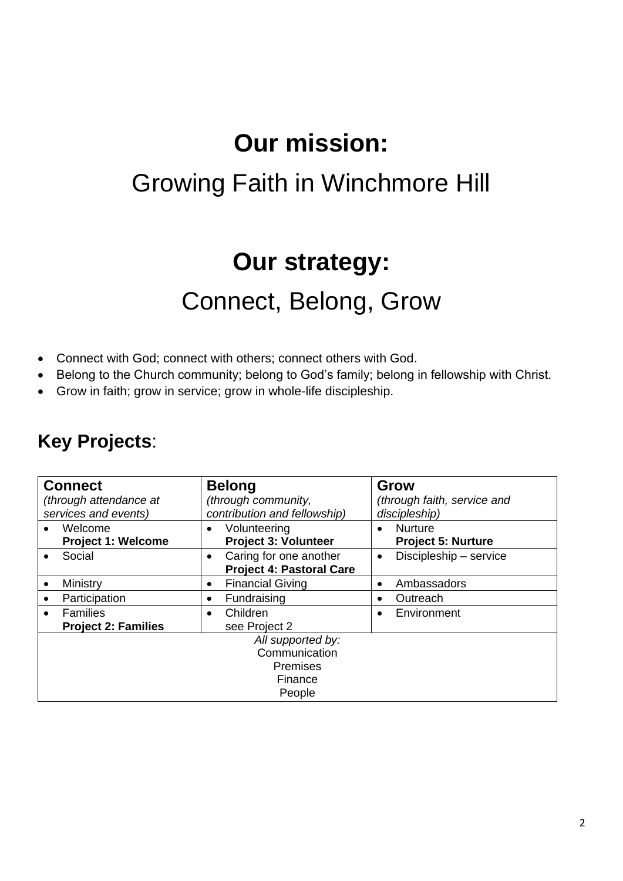# Our mission:

## Growing Faith in Winchmore Hill

# Our strategy:

## Connect, Belong, Grow

- Connect with God; connect with others; connect others with God.
- Belong to the Church community; belong to God's family; belong in fellowship with Christ.
- Grow in faith; grow in service; grow in whole-life discipleship.

## **Key Projects**:

| **Connect**<br>*(through attendance at services and events)* | **Belong**<br>*(through community, contribution and fellowship)* | **Grow**<br>*(through faith, service and discipleship)* |
|---|---|---|
| • Welcome<br>**Project 1: Welcome** | • Volunteering<br>**Project 3: Volunteer** | • Nurture<br>**Project 5: Nurture** |
| • Social | • Caring for one another<br>**Project 4: Pastoral Care** | • Discipleship – service |
| • Ministry | • Financial Giving | • Ambassadors |
| • Participation | • Fundraising | • Outreach |
| • Families<br>**Project 2: Families** | • Children<br>see Project 2 | • Environment |
| *All supported by:*<br>Communication<br>Premises<br>Finance<br>People | | |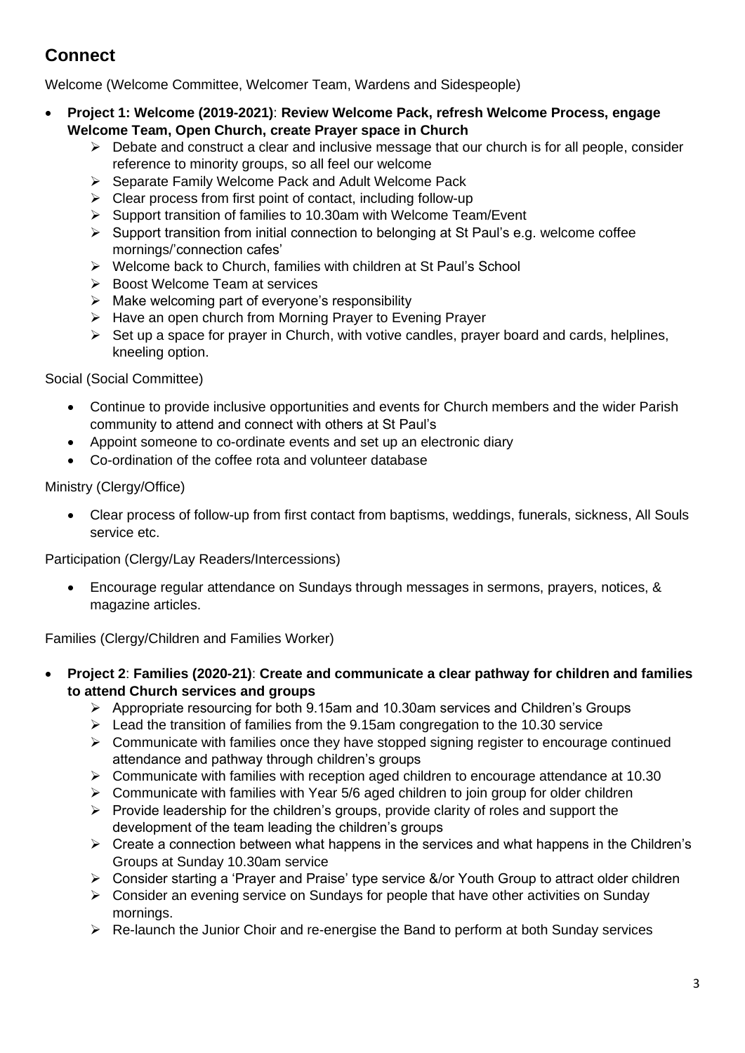## Connect

Welcome (Welcome Committee, Welcomer Team, Wardens and Sidespeople)

- **Project 1: Welcome (2019-2021)**: **Review Welcome Pack, refresh Welcome Process, engage Welcome Team, Open Church, create Prayer space in Church**
  - Debate and construct a clear and inclusive message that our church is for all people, consider reference to minority groups, so all feel our welcome
  - Separate Family Welcome Pack and Adult Welcome Pack
  - Clear process from first point of contact, including follow-up
  - Support transition of families to 10.30am with Welcome Team/Event
  - Support transition from initial connection to belonging at St Paul's e.g. welcome coffee mornings/'connection cafes'
  - Welcome back to Church, families with children at St Paul's School
  - Boost Welcome Team at services
  - Make welcoming part of everyone's responsibility
  - Have an open church from Morning Prayer to Evening Prayer
  - Set up a space for prayer in Church, with votive candles, prayer board and cards, helplines, kneeling option.

Social (Social Committee)

- Continue to provide inclusive opportunities and events for Church members and the wider Parish community to attend and connect with others at St Paul's
- Appoint someone to co-ordinate events and set up an electronic diary
- Co-ordination of the coffee rota and volunteer database

Ministry (Clergy/Office)

- Clear process of follow-up from first contact from baptisms, weddings, funerals, sickness, All Souls service etc.

Participation (Clergy/Lay Readers/Intercessions)

- Encourage regular attendance on Sundays through messages in sermons, prayers, notices, & magazine articles.

Families (Clergy/Children and Families Worker)

- **Project 2**: **Families (2020-21)**: **Create and communicate a clear pathway for children and families to attend Church services and groups**
  - Appropriate resourcing for both 9.15am and 10.30am services and Children's Groups
  - Lead the transition of families from the 9.15am congregation to the 10.30 service
  - Communicate with families once they have stopped signing register to encourage continued attendance and pathway through children's groups
  - Communicate with families with reception aged children to encourage attendance at 10.30
  - Communicate with families with Year 5/6 aged children to join group for older children
  - Provide leadership for the children's groups, provide clarity of roles and support the development of the team leading the children's groups
  - Create a connection between what happens in the services and what happens in the Children's Groups at Sunday 10.30am service
  - Consider starting a 'Prayer and Praise' type service &/or Youth Group to attract older children
  - Consider an evening service on Sundays for people that have other activities on Sunday mornings.
  - Re-launch the Junior Choir and re-energise the Band to perform at both Sunday services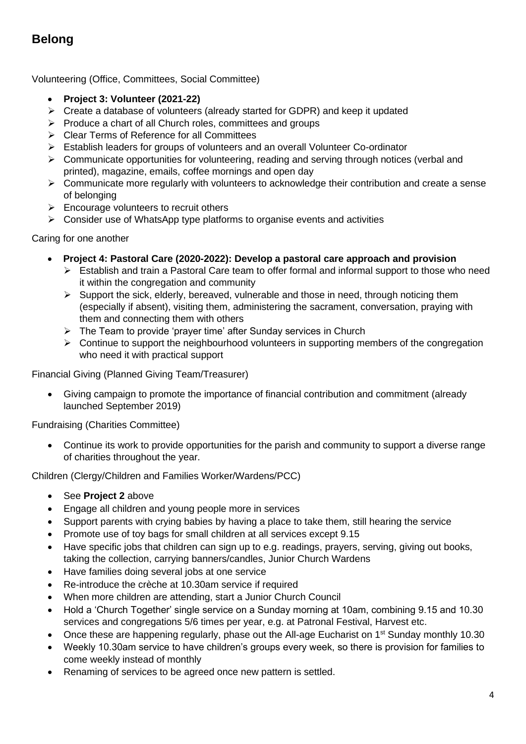## Belong

Volunteering (Office, Committees, Social Committee)

- **Project 3: Volunteer (2021-22)**
  - Create a database of volunteers (already started for GDPR) and keep it updated
  - Produce a chart of all Church roles, committees and groups
  - Clear Terms of Reference for all Committees
  - Establish leaders for groups of volunteers and an overall Volunteer Co-ordinator
  - Communicate opportunities for volunteering, reading and serving through notices (verbal and printed), magazine, emails, coffee mornings and open day
  - Communicate more regularly with volunteers to acknowledge their contribution and create a sense of belonging
  - Encourage volunteers to recruit others
  - Consider use of WhatsApp type platforms to organise events and activities

Caring for one another

- **Project 4: Pastoral Care (2020-2022): Develop a pastoral care approach and provision**
  - Establish and train a Pastoral Care team to offer formal and informal support to those who need it within the congregation and community
  - Support the sick, elderly, bereaved, vulnerable and those in need, through noticing them (especially if absent), visiting them, administering the sacrament, conversation, praying with them and connecting them with others
  - The Team to provide 'prayer time' after Sunday services in Church
  - Continue to support the neighbourhood volunteers in supporting members of the congregation who need it with practical support

Financial Giving (Planned Giving Team/Treasurer)

- Giving campaign to promote the importance of financial contribution and commitment (already launched September 2019)

Fundraising (Charities Committee)

- Continue its work to provide opportunities for the parish and community to support a diverse range of charities throughout the year.

Children (Clergy/Children and Families Worker/Wardens/PCC)

- See **Project 2** above
- Engage all children and young people more in services
- Support parents with crying babies by having a place to take them, still hearing the service
- Promote use of toy bags for small children at all services except 9.15
- Have specific jobs that children can sign up to e.g. readings, prayers, serving, giving out books, taking the collection, carrying banners/candles, Junior Church Wardens
- Have families doing several jobs at one service
- Re-introduce the crèche at 10.30am service if required
- When more children are attending, start a Junior Church Council
- Hold a 'Church Together' single service on a Sunday morning at 10am, combining 9.15 and 10.30 services and congregations 5/6 times per year, e.g. at Patronal Festival, Harvest etc.
- Once these are happening regularly, phase out the All-age Eucharist on 1st Sunday monthly 10.30
- Weekly 10.30am service to have children's groups every week, so there is provision for families to come weekly instead of monthly
- Renaming of services to be agreed once new pattern is settled.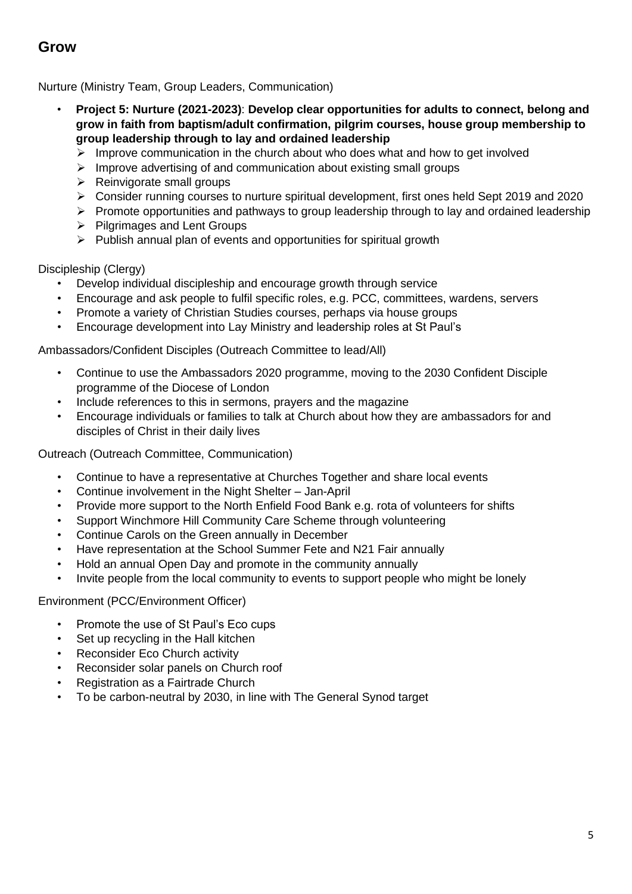## Grow

Nurture (Ministry Team, Group Leaders, Communication)

- **Project 5: Nurture (2021-2023)**: **Develop clear opportunities for adults to connect, belong and grow in faith from baptism/adult confirmation, pilgrim courses, house group membership to group leadership through to lay and ordained leadership**
  - Improve communication in the church about who does what and how to get involved
  - Improve advertising of and communication about existing small groups
  - Reinvigorate small groups
  - Consider running courses to nurture spiritual development, first ones held Sept 2019 and 2020
  - Promote opportunities and pathways to group leadership through to lay and ordained leadership
  - Pilgrimages and Lent Groups
  - Publish annual plan of events and opportunities for spiritual growth

Discipleship (Clergy)

- Develop individual discipleship and encourage growth through service
- Encourage and ask people to fulfil specific roles, e.g. PCC, committees, wardens, servers
- Promote a variety of Christian Studies courses, perhaps via house groups
- Encourage development into Lay Ministry and leadership roles at St Paul's

Ambassadors/Confident Disciples (Outreach Committee to lead/All)

- Continue to use the Ambassadors 2020 programme, moving to the 2030 Confident Disciple programme of the Diocese of London
- Include references to this in sermons, prayers and the magazine
- Encourage individuals or families to talk at Church about how they are ambassadors for and disciples of Christ in their daily lives

Outreach (Outreach Committee, Communication)

- Continue to have a representative at Churches Together and share local events
- Continue involvement in the Night Shelter – Jan-April
- Provide more support to the North Enfield Food Bank e.g. rota of volunteers for shifts
- Support Winchmore Hill Community Care Scheme through volunteering
- Continue Carols on the Green annually in December
- Have representation at the School Summer Fete and N21 Fair annually
- Hold an annual Open Day and promote in the community annually
- Invite people from the local community to events to support people who might be lonely

Environment (PCC/Environment Officer)

- Promote the use of St Paul's Eco cups
- Set up recycling in the Hall kitchen
- Reconsider Eco Church activity
- Reconsider solar panels on Church roof
- Registration as a Fairtrade Church
- To be carbon-neutral by 2030, in line with The General Synod target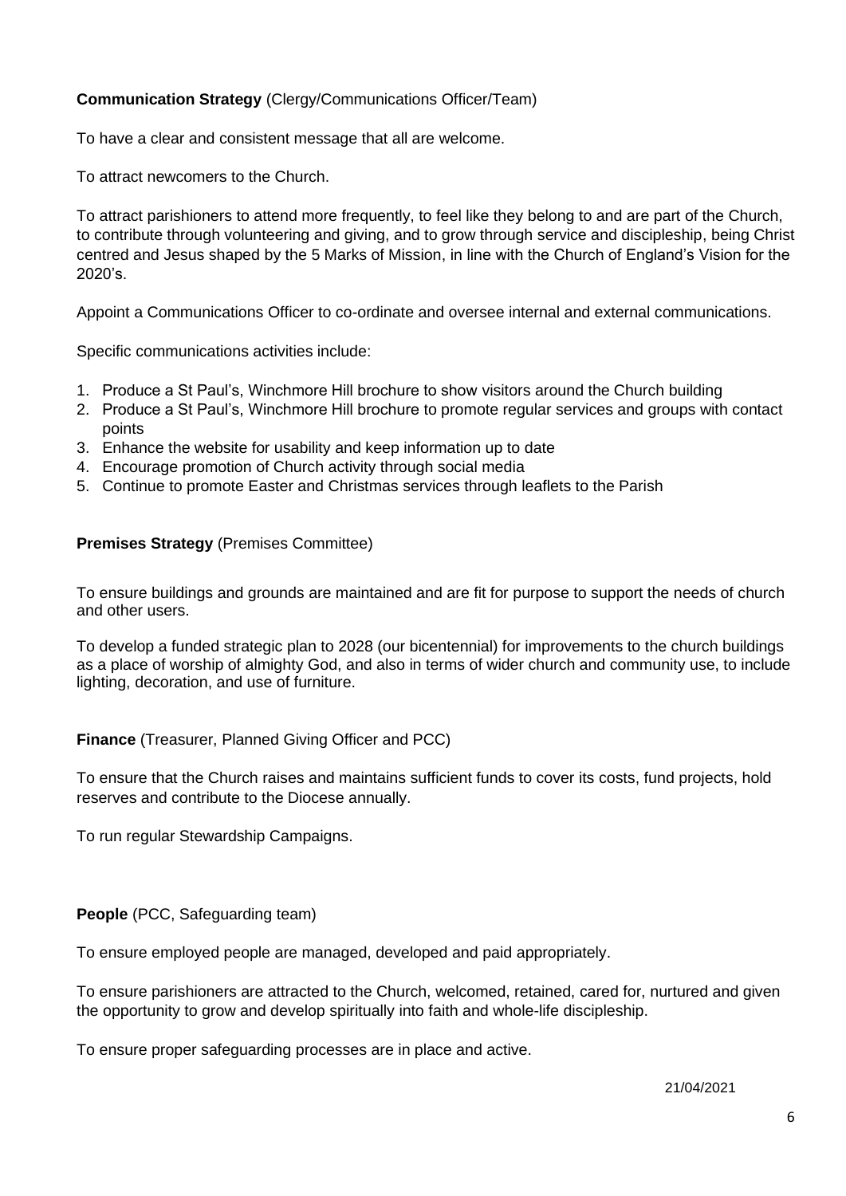**Communication Strategy** (Clergy/Communications Officer/Team)

To have a clear and consistent message that all are welcome.

To attract newcomers to the Church.

To attract parishioners to attend more frequently, to feel like they belong to and are part of the Church, to contribute through volunteering and giving, and to grow through service and discipleship, being Christ centred and Jesus shaped by the 5 Marks of Mission, in line with the Church of England's Vision for the 2020's.

Appoint a Communications Officer to co-ordinate and oversee internal and external communications.

Specific communications activities include:

1. Produce a St Paul's, Winchmore Hill brochure to show visitors around the Church building
2. Produce a St Paul's, Winchmore Hill brochure to promote regular services and groups with contact points
3. Enhance the website for usability and keep information up to date
4. Encourage promotion of Church activity through social media
5. Continue to promote Easter and Christmas services through leaflets to the Parish

**Premises Strategy** (Premises Committee)

To ensure buildings and grounds are maintained and are fit for purpose to support the needs of church and other users.

To develop a funded strategic plan to 2028 (our bicentennial) for improvements to the church buildings as a place of worship of almighty God, and also in terms of wider church and community use, to include lighting, decoration, and use of furniture.

**Finance** (Treasurer, Planned Giving Officer and PCC)

To ensure that the Church raises and maintains sufficient funds to cover its costs, fund projects, hold reserves and contribute to the Diocese annually.

To run regular Stewardship Campaigns.

**People** (PCC, Safeguarding team)

To ensure employed people are managed, developed and paid appropriately.

To ensure parishioners are attracted to the Church, welcomed, retained, cared for, nurtured and given the opportunity to grow and develop spiritually into faith and whole-life discipleship.

To ensure proper safeguarding processes are in place and active.

21/04/2021